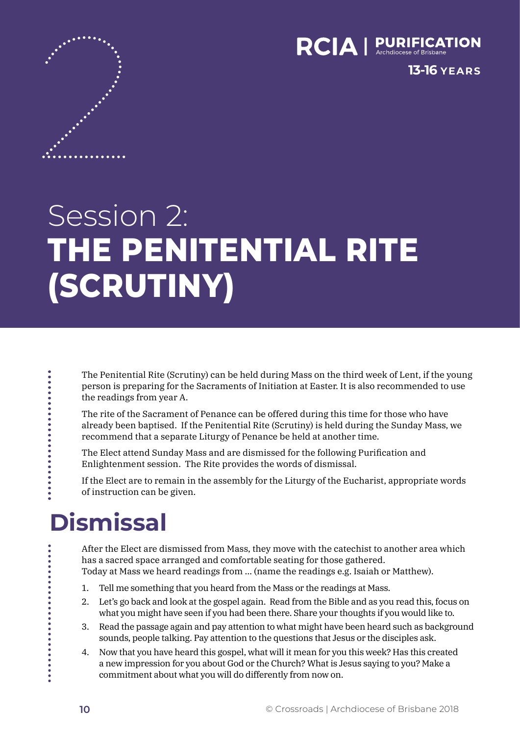RCIA | PURIFICATION
Archdiocese of Brisbane

13-16 YEARS

# Session 2: THE PENITENTIAL RITE (SCRUTINY)

The Penitential Rite (Scrutiny) can be held during Mass on the third week of Lent, if the young person is preparing for the Sacraments of Initiation at Easter. It is also recommended to use the readings from year A.

The rite of the Sacrament of Penance can be offered during this time for those who have already been baptised. If the Penitential Rite (Scrutiny) is held during the Sunday Mass, we recommend that a separate Liturgy of Penance be held at another time.

The Elect attend Sunday Mass and are dismissed for the following Purification and Enlightenment session. The Rite provides the words of dismissal.

If the Elect are to remain in the assembly for the Liturgy of the Eucharist, appropriate words of instruction can be given.

## Dismissal

After the Elect are dismissed from Mass, they move with the catechist to another area which has a sacred space arranged and comfortable seating for those gathered.
Today at Mass we heard readings from ... (name the readings e.g. Isaiah or Matthew).

1. Tell me something that you heard from the Mass or the readings at Mass.
2. Let's go back and look at the gospel again. Read from the Bible and as you read this, focus on what you might have seen if you had been there. Share your thoughts if you would like to.
3. Read the passage again and pay attention to what might have been heard such as background sounds, people talking. Pay attention to the questions that Jesus or the disciples ask.
4. Now that you have heard this gospel, what will it mean for you this week? Has this created a new impression for you about God or the Church? What is Jesus saying to you? Make a commitment about what you will do differently from now on.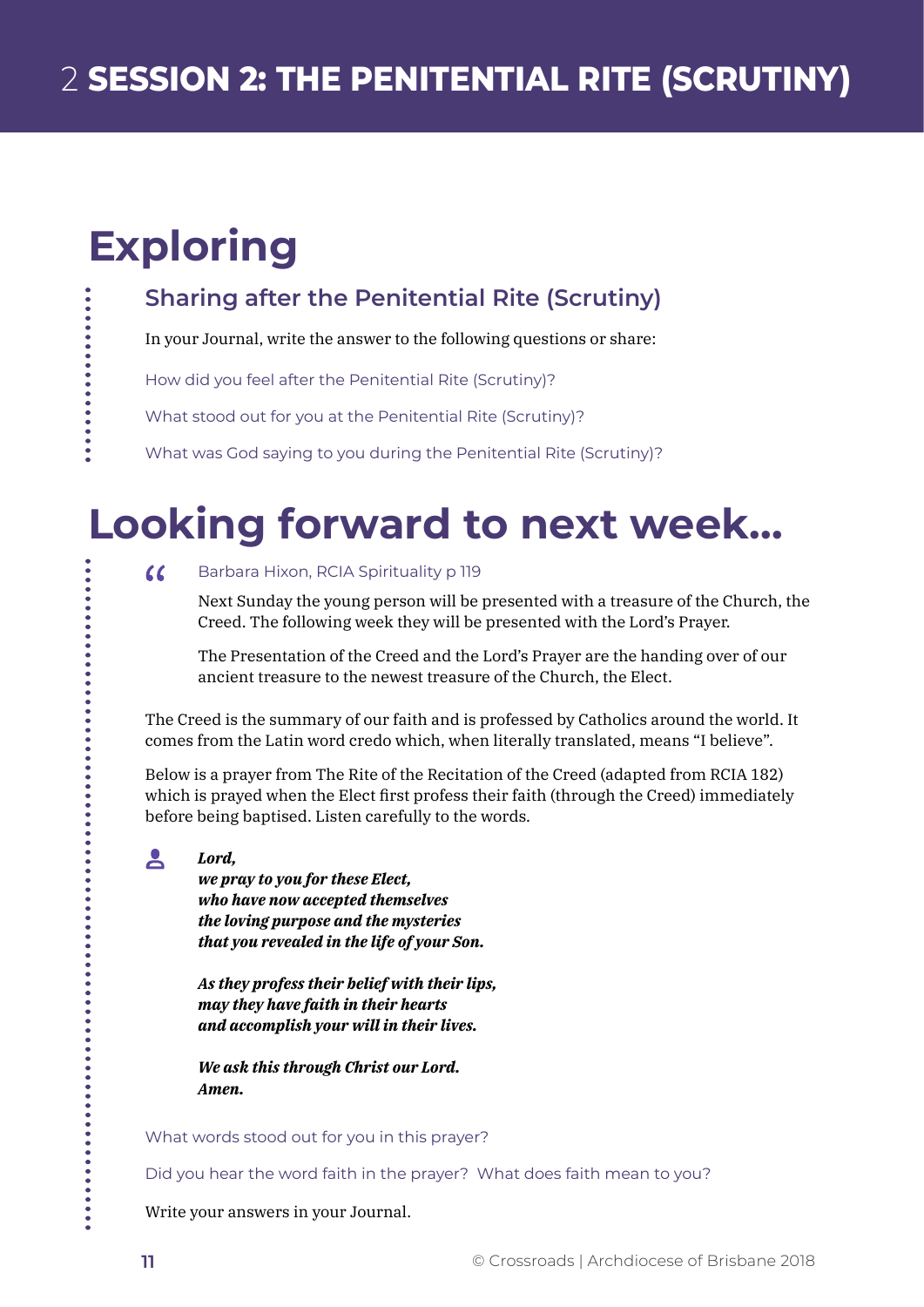# 2 SESSION 2: THE PENITENTIAL RITE (SCRUTINY)

## Exploring

### Sharing after the Penitential Rite (Scrutiny)

In your Journal, write the answer to the following questions or share:

How did you feel after the Penitential Rite (Scrutiny)?

What stood out for you at the Penitential Rite (Scrutiny)?

What was God saying to you during the Penitential Rite (Scrutiny)?

## Looking forward to next week...

> Barbara Hixon, RCIA Spirituality p 119
>
> Next Sunday the young person will be presented with a treasure of the Church, the Creed. The following week they will be presented with the Lord's Prayer.
>
> The Presentation of the Creed and the Lord's Prayer are the handing over of our ancient treasure to the newest treasure of the Church, the Elect.

The Creed is the summary of our faith and is professed by Catholics around the world. It comes from the Latin word credo which, when literally translated, means "I believe".

Below is a prayer from The Rite of the Recitation of the Creed (adapted from RCIA 182) which is prayed when the Elect first profess their faith (through the Creed) immediately before being baptised. Listen carefully to the words.

***Lord,***
***we pray to you for these Elect,***
***who have now accepted themselves***
***the loving purpose and the mysteries***
***that you revealed in the life of your Son.***

***As they profess their belief with their lips,***
***may they have faith in their hearts***
***and accomplish your will in their lives.***

***We ask this through Christ our Lord.***
***Amen.***

What words stood out for you in this prayer?

Did you hear the word faith in the prayer? What does faith mean to you?

Write your answers in your Journal.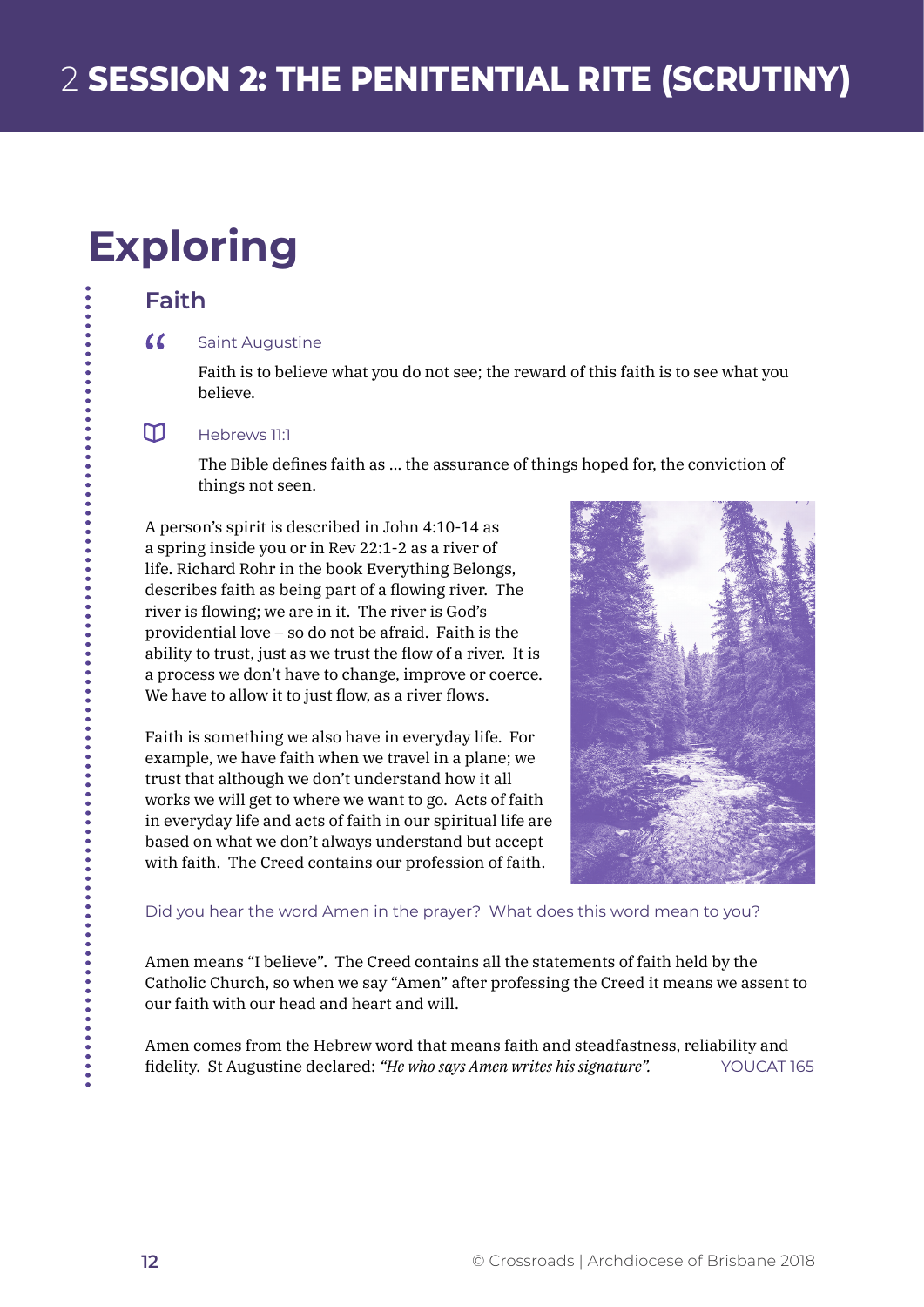# 2 SESSION 2: THE PENITENTIAL RITE (SCRUTINY)

# Exploring

## Faith

Saint Augustine

> Faith is to believe what you do not see; the reward of this faith is to see what you believe.

Hebrews 11:1

> The Bible defines faith as ... the assurance of things hoped for, the conviction of things not seen.

A person's spirit is described in John 4:10-14 as a spring inside you or in Rev 22:1-2 as a river of life. Richard Rohr in the book Everything Belongs, describes faith as being part of a flowing river. The river is flowing; we are in it. The river is God's providential love – so do not be afraid. Faith is the ability to trust, just as we trust the flow of a river. It is a process we don't have to change, improve or coerce. We have to allow it to just flow, as a river flows.

Faith is something we also have in everyday life. For example, we have faith when we travel in a plane; we trust that although we don't understand how it all works we will get to where we want to go. Acts of faith in everyday life and acts of faith in our spiritual life are based on what we don't always understand but accept with faith. The Creed contains our profession of faith.

Did you hear the word Amen in the prayer? What does this word mean to you?

Amen means "I believe". The Creed contains all the statements of faith held by the Catholic Church, so when we say "Amen" after professing the Creed it means we assent to our faith with our head and heart and will.

Amen comes from the Hebrew word that means faith and steadfastness, reliability and fidelity. St Augustine declared: *"He who says Amen writes his signature".* YOUCAT 165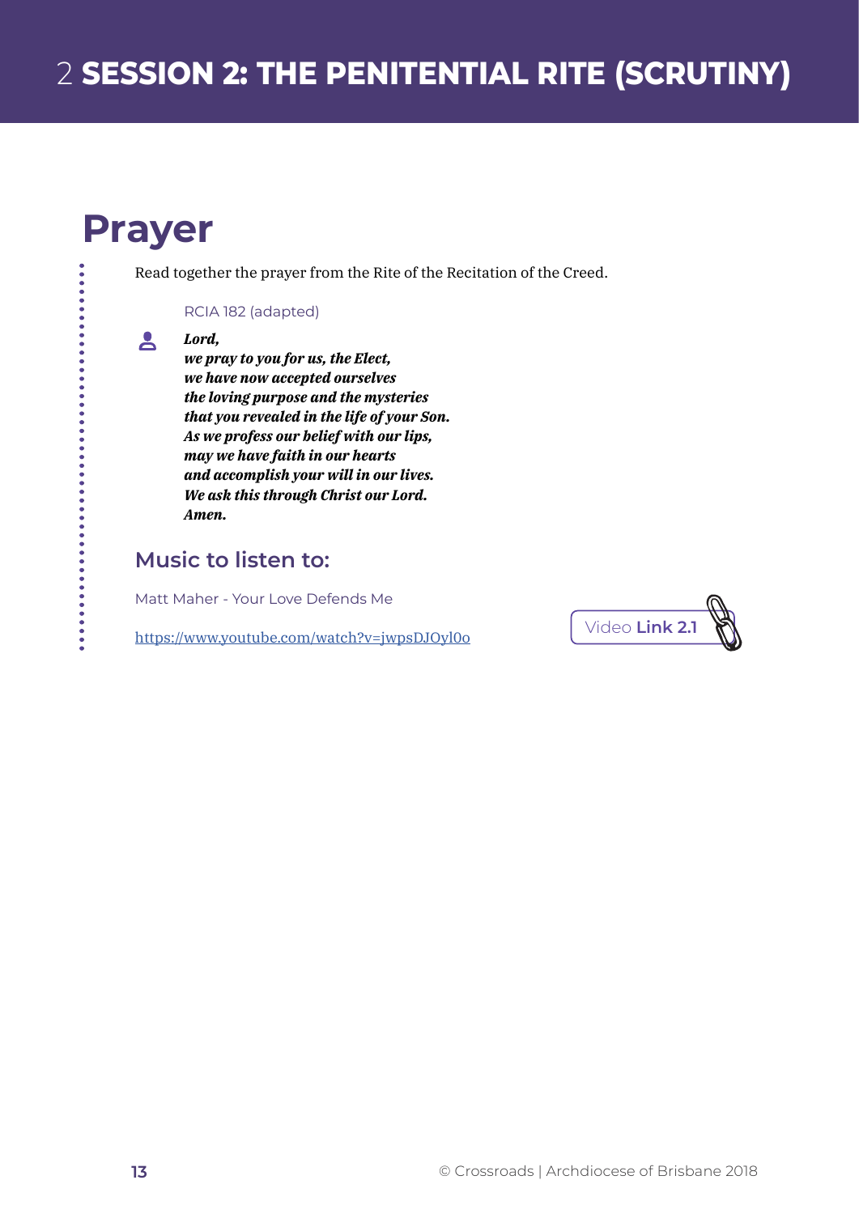# 2 SESSION 2: THE PENITENTIAL RITE (SCRUTINY)

## Prayer

Read together the prayer from the Rite of the Recitation of the Creed.

RCIA 182 (adapted)

***Lord,***
***we pray to you for us, the Elect,***
***we have now accepted ourselves***
***the loving purpose and the mysteries***
***that you revealed in the life of your Son.***
***As we profess our belief with our lips,***
***may we have faith in our hearts***
***and accomplish your will in our lives.***
***We ask this through Christ our Lord.***
***Amen.***

### Music to listen to:

Matt Maher - Your Love Defends Me

https://www.youtube.com/watch?v=jwpsDJOyl0o

Video **Link 2.1**

© Crossroads | Archdiocese of Brisbane 2018